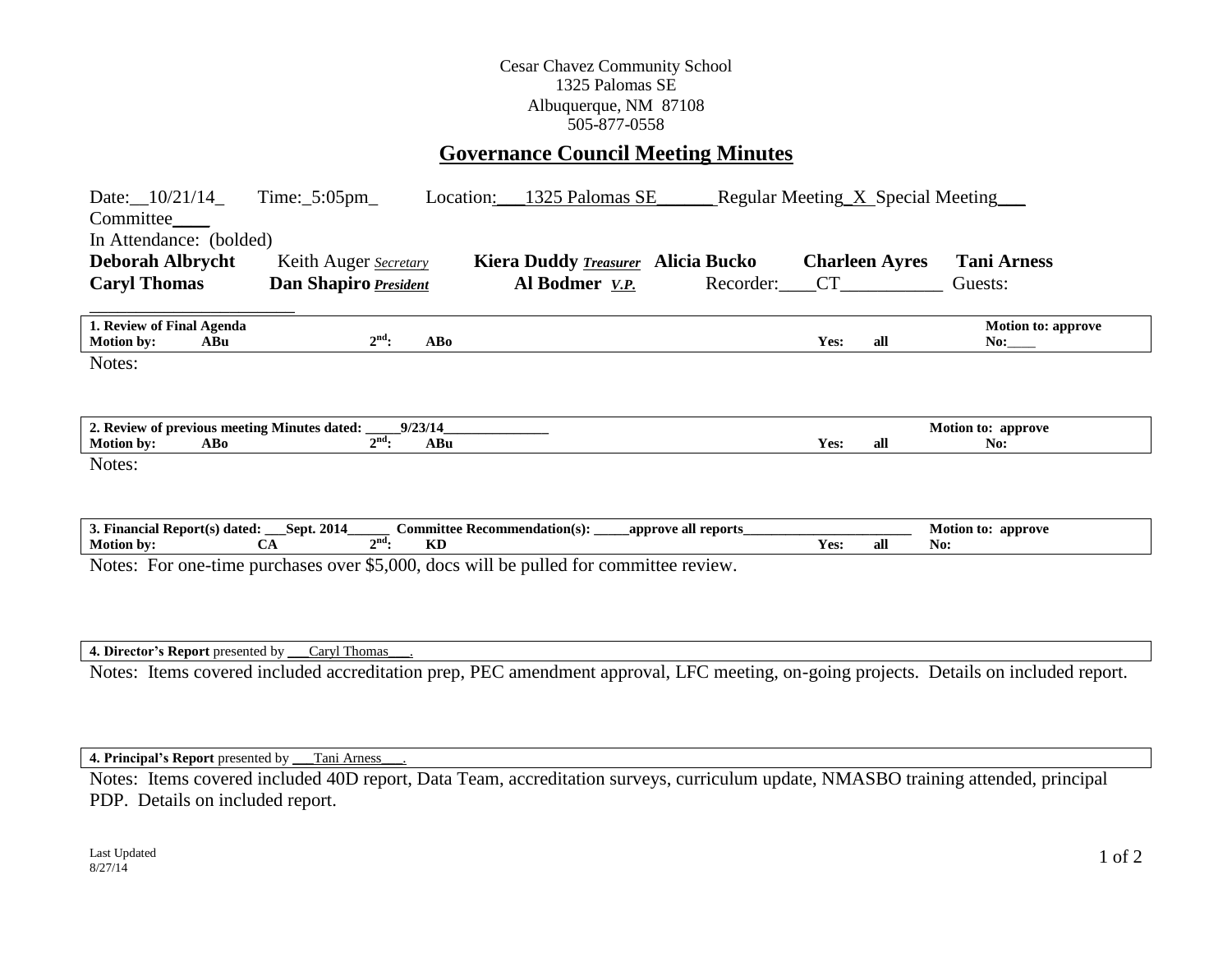Cesar Chavez Community School
1325 Palomas SE
Albuquerque, NM 87108
505-877-0558

# Governance Council Meeting Minutes

Date:__10/21/14_ Time:_5:05pm_ Location:___1325 Palomas SE______ Regular Meeting_X_Special Meeting___ Committee____

In Attendance: (bolded)

**Deborah Albrycht** Keith Auger *Secretary* **Kiera Duddy** ***Treasurer*** **Alicia Bucko** **Charleen Ayres** **Tani Arness**
**Caryl Thomas** **Dan Shapiro** ***President*** **Al Bodmer** ***V.P.*** Recorder:____CT___________ Guests: ________________________

| **1. Review of Final Agenda** | | | | **Motion to: approve** |
|---|---|---|---|---|
| **Motion by: ABu** | **$2^{nd}$: ABo** | **Yes:** | **all** | **No:____** |

Notes:

| **2. Review of previous meeting Minutes dated: _____9/23/14_______________** | | | | **Motion to: approve** |
|---|---|---|---|---|
| **Motion by: ABo** | **$2^{nd}$: ABu** | **Yes:** | **all** | **No:** |

Notes:

| **3. Financial Report(s) dated: ___Sept. 2014______** | **Committee Recommendation(s): _____approve all reports________________________** | | | **Motion to: approve** |
|---|---|---|---|---|
| **Motion by: CA** | **$2^{nd}$: KD** | **Yes:** | **all** | **No:** |

Notes: For one-time purchases over $5,000, docs will be pulled for committee review.

**4. Director's Report** presented by ___Caryl Thomas___.

Notes: Items covered included accreditation prep, PEC amendment approval, LFC meeting, on-going projects. Details on included report.

**4. Principal's Report** presented by ___Tani Arness___.

Notes: Items covered included 40D report, Data Team, accreditation surveys, curriculum update, NMASBO training attended, principal PDP. Details on included report.

Last Updated
8/27/14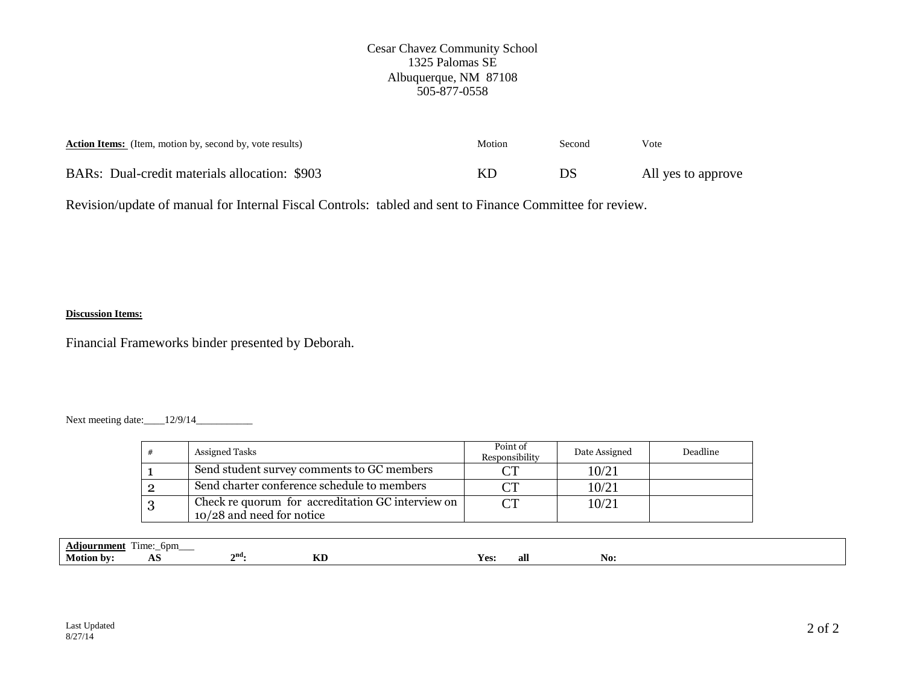Cesar Chavez Community School
1325 Palomas SE
Albuquerque, NM 87108
505-877-0558

| **Action Items:** (Item, motion by, second by, vote results) | Motion | Second | Vote |
|---|---|---|---|
| BARs: Dual-credit materials allocation: $903 | KD | DS | All yes to approve |

Revision/update of manual for Internal Fiscal Controls: tabled and sent to Finance Committee for review.

**Discussion Items:**

Financial Frameworks binder presented by Deborah.

Next meeting date:____12/9/14___________

| # | Assigned Tasks | Point of Responsibility | Date Assigned | Deadline |
|---|---|---|---|---|
| 1 | Send student survey comments to GC members | CT | 10/21 | |
| 2 | Send charter conference schedule to members | CT | 10/21 | |
| 3 | Check re quorum for accreditation GC interview on 10/28 and need for notice | CT | 10/21 | |

| **Adjournment** Time:_6pm___ | | | | | | |
|---|---|---|---|---|---|---|
| **Motion by:** | **AS** | **2nd:** | **KD** | **Yes:** | **all** | **No:** |

Last Updated
8/27/14